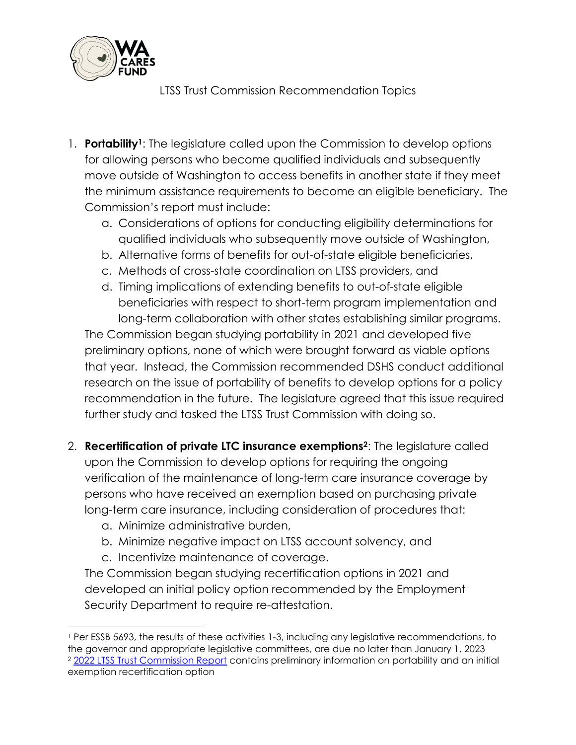# LTSS Trust Commission Recommendation Topics

1. **Portability[1]**: The legislature called upon the Commission to develop options for allowing persons who become qualified individuals and subsequently move outside of Washington to access benefits in another state if they meet the minimum assistance requirements to become an eligible beneficiary. The Commission's report must include:
   a. Considerations of options for conducting eligibility determinations for qualified individuals who subsequently move outside of Washington,
   b. Alternative forms of benefits for out-of-state eligible beneficiaries,
   c. Methods of cross-state coordination on LTSS providers, and
   d. Timing implications of extending benefits to out-of-state eligible beneficiaries with respect to short-term program implementation and long-term collaboration with other states establishing similar programs.

   The Commission began studying portability in 2021 and developed five preliminary options, none of which were brought forward as viable options that year. Instead, the Commission recommended DSHS conduct additional research on the issue of portability of benefits to develop options for a policy recommendation in the future. The legislature agreed that this issue required further study and tasked the LTSS Trust Commission with doing so.

2. **Recertification of private LTC insurance exemptions[2]**: The legislature called upon the Commission to develop options for requiring the ongoing verification of the maintenance of long-term care insurance coverage by persons who have received an exemption based on purchasing private long-term care insurance, including consideration of procedures that:
   a. Minimize administrative burden,
   b. Minimize negative impact on LTSS account solvency, and
   c. Incentivize maintenance of coverage.

   The Commission began studying recertification options in 2021 and developed an initial policy option recommended by the Employment Security Department to require re-attestation.

---

[1] Per ESSB 5693, the results of these activities 1-3, including any legislative recommendations, to the governor and appropriate legislative committees, are due no later than January 1, 2023

[2] 2022 LTSS Trust Commission Report contains preliminary information on portability and an initial exemption recertification option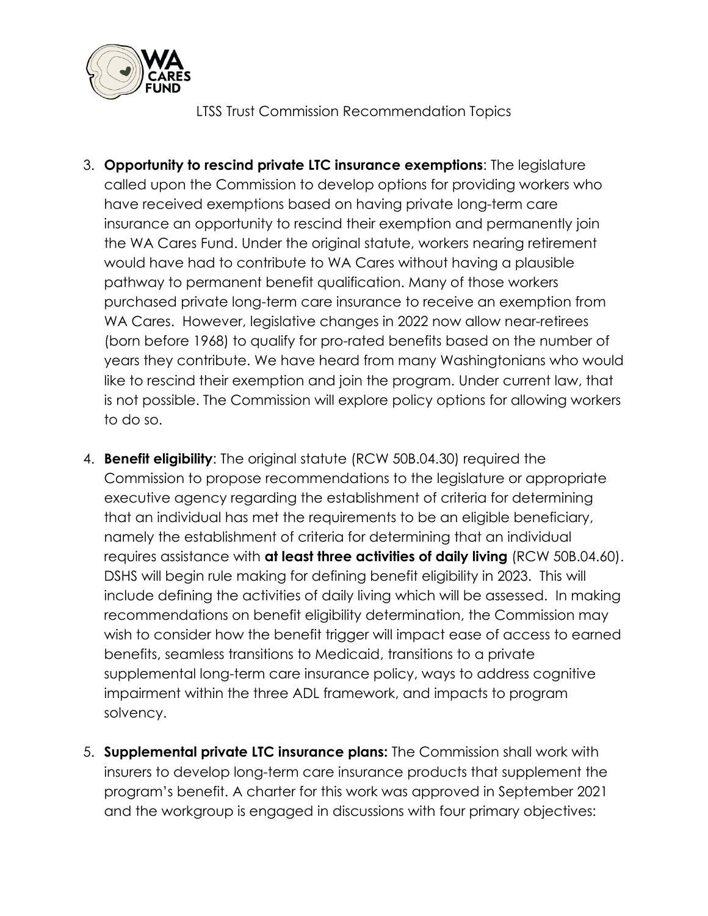3. **Opportunity to rescind private LTC insurance exemptions**: The legislature called upon the Commission to develop options for providing workers who have received exemptions based on having private long-term care insurance an opportunity to rescind their exemption and permanently join the WA Cares Fund. Under the original statute, workers nearing retirement would have had to contribute to WA Cares without having a plausible pathway to permanent benefit qualification. Many of those workers purchased private long-term care insurance to receive an exemption from WA Cares. However, legislative changes in 2022 now allow near-retirees (born before 1968) to qualify for pro-rated benefits based on the number of years they contribute. We have heard from many Washingtonians who would like to rescind their exemption and join the program. Under current law, that is not possible. The Commission will explore policy options for allowing workers to do so.

4. **Benefit eligibility**: The original statute (RCW 50B.04.30) required the Commission to propose recommendations to the legislature or appropriate executive agency regarding the establishment of criteria for determining that an individual has met the requirements to be an eligible beneficiary, namely the establishment of criteria for determining that an individual requires assistance with **at least three activities of daily living** (RCW 50B.04.60). DSHS will begin rule making for defining benefit eligibility in 2023. This will include defining the activities of daily living which will be assessed. In making recommendations on benefit eligibility determination, the Commission may wish to consider how the benefit trigger will impact ease of access to earned benefits, seamless transitions to Medicaid, transitions to a private supplemental long-term care insurance policy, ways to address cognitive impairment within the three ADL framework, and impacts to program solvency.

5. **Supplemental private LTC insurance plans:** The Commission shall work with insurers to develop long-term care insurance products that supplement the program's benefit. A charter for this work was approved in September 2021 and the workgroup is engaged in discussions with four primary objectives: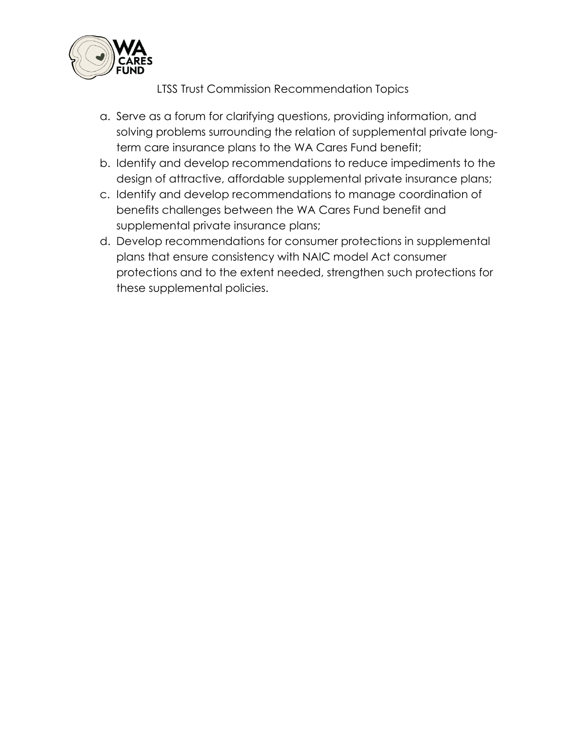LTSS Trust Commission Recommendation Topics

a. Serve as a forum for clarifying questions, providing information, and solving problems surrounding the relation of supplemental private long-term care insurance plans to the WA Cares Fund benefit;
b. Identify and develop recommendations to reduce impediments to the design of attractive, affordable supplemental private insurance plans;
c. Identify and develop recommendations to manage coordination of benefits challenges between the WA Cares Fund benefit and supplemental private insurance plans;
d. Develop recommendations for consumer protections in supplemental plans that ensure consistency with NAIC model Act consumer protections and to the extent needed, strengthen such protections for these supplemental policies.